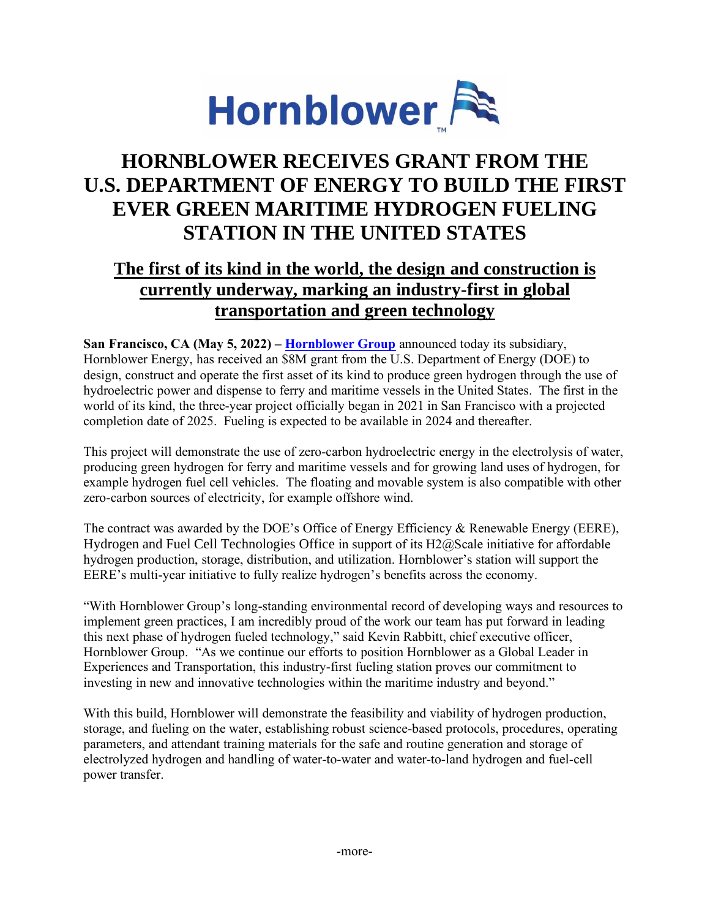Hornblower

# HORNBLOWER RECEIVES GRANT FROM THE U.S. DEPARTMENT OF ENERGY TO BUILD THE FIRST EVER GREEN MARITIME HYDROGEN FUELING STATION IN THE UNITED STATES

## The first of its kind in the world, the design and construction is currently underway, marking an industry-first in global transportation and green technology

**San Francisco, CA (May 5, 2022) – [Hornblower Group](Hornblower Group)** announced today its subsidiary, Hornblower Energy, has received an $8M grant from the U.S. Department of Energy (DOE) to design, construct and operate the first asset of its kind to produce green hydrogen through the use of hydroelectric power and dispense to ferry and maritime vessels in the United States. The first in the world of its kind, the three-year project officially began in 2021 in San Francisco with a projected completion date of 2025. Fueling is expected to be available in 2024 and thereafter.

This project will demonstrate the use of zero-carbon hydroelectric energy in the electrolysis of water, producing green hydrogen for ferry and maritime vessels and for growing land uses of hydrogen, for example hydrogen fuel cell vehicles. The floating and movable system is also compatible with other zero-carbon sources of electricity, for example offshore wind.

The contract was awarded by the DOE's Office of Energy Efficiency & Renewable Energy (EERE), Hydrogen and Fuel Cell Technologies Office in support of its H2@Scale initiative for affordable hydrogen production, storage, distribution, and utilization. Hornblower's station will support the EERE's multi-year initiative to fully realize hydrogen's benefits across the economy.

"With Hornblower Group's long-standing environmental record of developing ways and resources to implement green practices, I am incredibly proud of the work our team has put forward in leading this next phase of hydrogen fueled technology," said Kevin Rabbitt, chief executive officer, Hornblower Group. "As we continue our efforts to position Hornblower as a Global Leader in Experiences and Transportation, this industry-first fueling station proves our commitment to investing in new and innovative technologies within the maritime industry and beyond."

With this build, Hornblower will demonstrate the feasibility and viability of hydrogen production, storage, and fueling on the water, establishing robust science-based protocols, procedures, operating parameters, and attendant training materials for the safe and routine generation and storage of electrolyzed hydrogen and handling of water-to-water and water-to-land hydrogen and fuel-cell power transfer.

-more-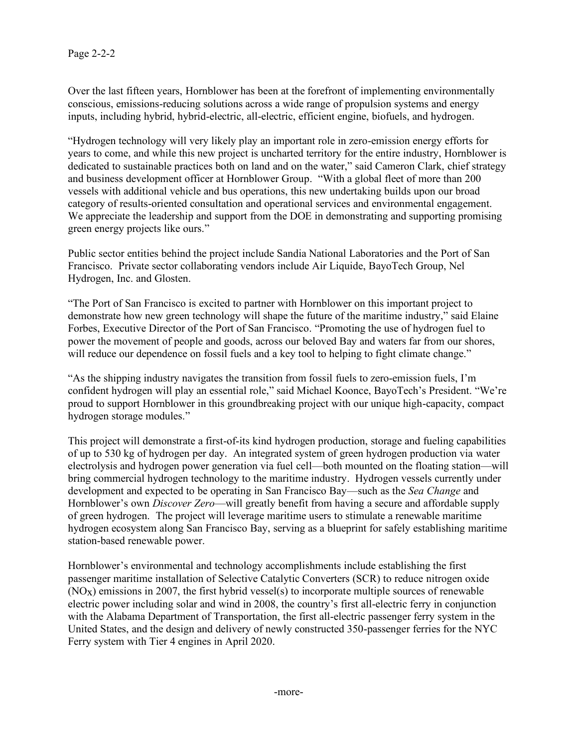Over the last fifteen years, Hornblower has been at the forefront of implementing environmentally conscious, emissions-reducing solutions across a wide range of propulsion systems and energy inputs, including hybrid, hybrid-electric, all-electric, efficient engine, biofuels, and hydrogen.

"Hydrogen technology will very likely play an important role in zero-emission energy efforts for years to come, and while this new project is uncharted territory for the entire industry, Hornblower is dedicated to sustainable practices both on land and on the water," said Cameron Clark, chief strategy and business development officer at Hornblower Group. "With a global fleet of more than 200 vessels with additional vehicle and bus operations, this new undertaking builds upon our broad category of results-oriented consultation and operational services and environmental engagement. We appreciate the leadership and support from the DOE in demonstrating and supporting promising green energy projects like ours."

Public sector entities behind the project include Sandia National Laboratories and the Port of San Francisco. Private sector collaborating vendors include Air Liquide, BayoTech Group, Nel Hydrogen, Inc. and Glosten.

"The Port of San Francisco is excited to partner with Hornblower on this important project to demonstrate how new green technology will shape the future of the maritime industry," said Elaine Forbes, Executive Director of the Port of San Francisco. "Promoting the use of hydrogen fuel to power the movement of people and goods, across our beloved Bay and waters far from our shores, will reduce our dependence on fossil fuels and a key tool to helping to fight climate change."

"As the shipping industry navigates the transition from fossil fuels to zero-emission fuels, I'm confident hydrogen will play an essential role," said Michael Koonce, BayoTech's President. "We're proud to support Hornblower in this groundbreaking project with our unique high-capacity, compact hydrogen storage modules."

This project will demonstrate a first-of-its kind hydrogen production, storage and fueling capabilities of up to 530 kg of hydrogen per day. An integrated system of green hydrogen production via water electrolysis and hydrogen power generation via fuel cell—both mounted on the floating station—will bring commercial hydrogen technology to the maritime industry. Hydrogen vessels currently under development and expected to be operating in San Francisco Bay—such as the *Sea Change* and Hornblower's own *Discover Zero*—will greatly benefit from having a secure and affordable supply of green hydrogen. The project will leverage maritime users to stimulate a renewable maritime hydrogen ecosystem along San Francisco Bay, serving as a blueprint for safely establishing maritime station-based renewable power.

Hornblower's environmental and technology accomplishments include establishing the first passenger maritime installation of Selective Catalytic Converters (SCR) to reduce nitrogen oxide ($NO_X$) emissions in 2007, the first hybrid vessel(s) to incorporate multiple sources of renewable electric power including solar and wind in 2008, the country's first all-electric ferry in conjunction with the Alabama Department of Transportation, the first all-electric passenger ferry system in the United States, and the design and delivery of newly constructed 350-passenger ferries for the NYC Ferry system with Tier 4 engines in April 2020.

-more-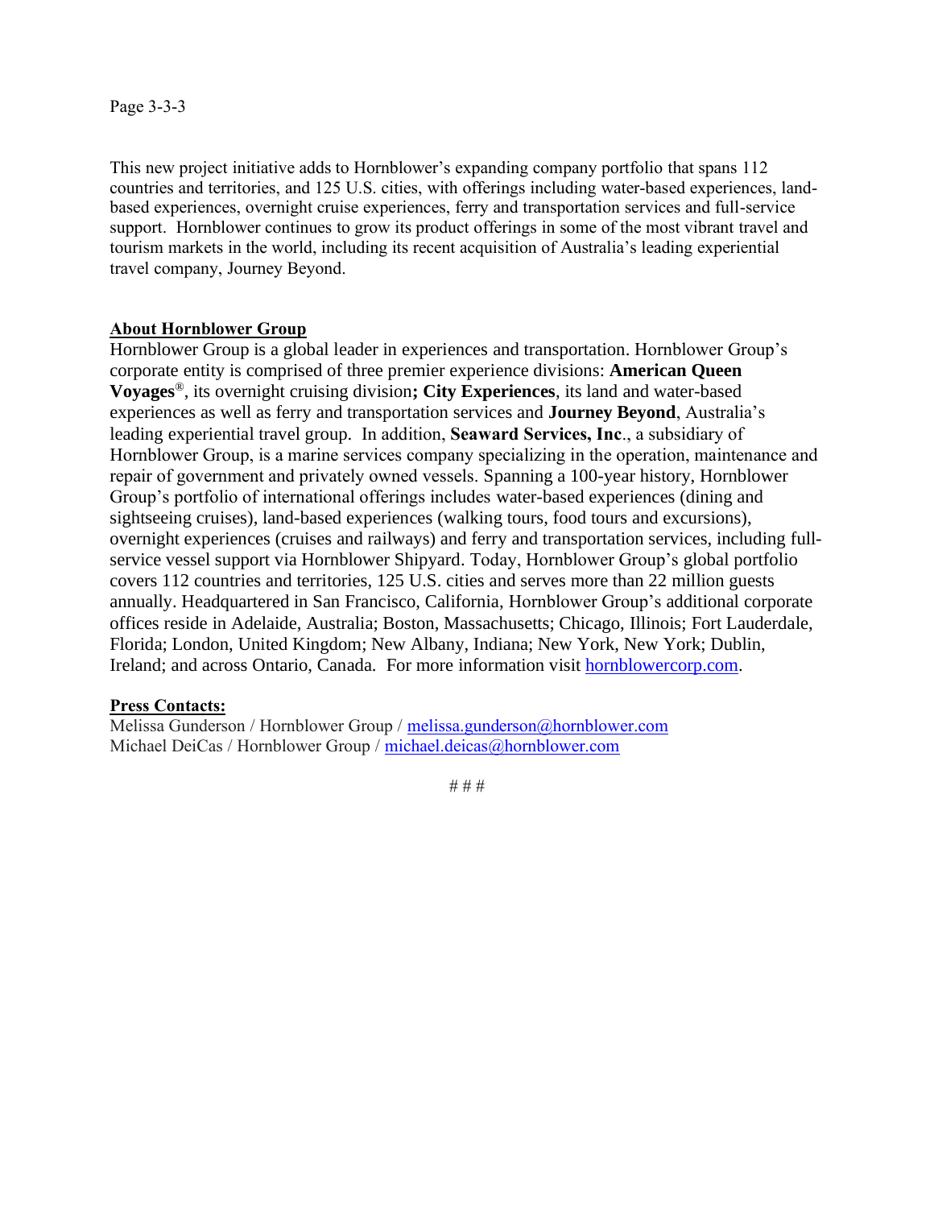This new project initiative adds to Hornblower's expanding company portfolio that spans 112 countries and territories, and 125 U.S. cities, with offerings including water-based experiences, land-based experiences, overnight cruise experiences, ferry and transportation services and full-service support. Hornblower continues to grow its product offerings in some of the most vibrant travel and tourism markets in the world, including its recent acquisition of Australia's leading experiential travel company, Journey Beyond.

**About Hornblower Group**

Hornblower Group is a global leader in experiences and transportation. Hornblower Group's corporate entity is comprised of three premier experience divisions: **American Queen Voyages**®, its overnight cruising division**;** **City Experiences**, its land and water-based experiences as well as ferry and transportation services and **Journey Beyond**, Australia's leading experiential travel group. In addition, **Seaward Services, Inc**., a subsidiary of Hornblower Group, is a marine services company specializing in the operation, maintenance and repair of government and privately owned vessels. Spanning a 100-year history, Hornblower Group's portfolio of international offerings includes water-based experiences (dining and sightseeing cruises), land-based experiences (walking tours, food tours and excursions), overnight experiences (cruises and railways) and ferry and transportation services, including full-service vessel support via Hornblower Shipyard. Today, Hornblower Group's global portfolio covers 112 countries and territories, 125 U.S. cities and serves more than 22 million guests annually. Headquartered in San Francisco, California, Hornblower Group's additional corporate offices reside in Adelaide, Australia; Boston, Massachusetts; Chicago, Illinois; Fort Lauderdale, Florida; London, United Kingdom; New Albany, Indiana; New York, New York; Dublin, Ireland; and across Ontario, Canada. For more information visit hornblowercorp.com.

**Press Contacts:**

Melissa Gunderson / Hornblower Group / melissa.gunderson@hornblower.com
Michael DeiCas / Hornblower Group / michael.deicas@hornblower.com

# # #